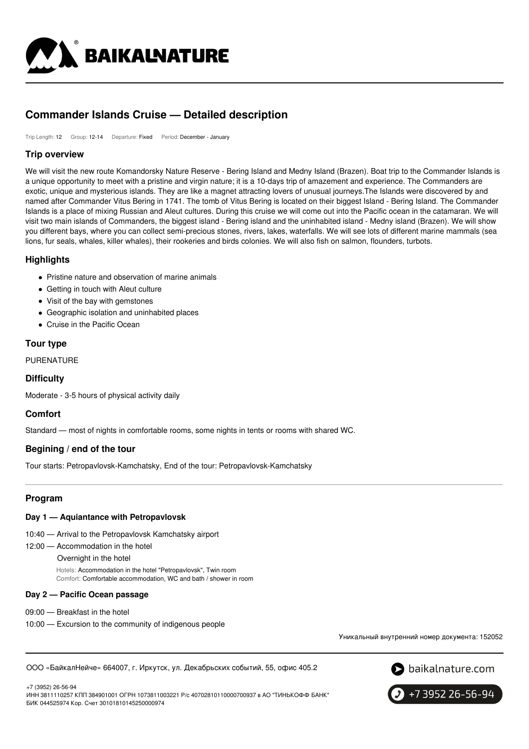# Commander Islands Cruise — Detailed description

Trip Length: 12 Group: 12-14 Departure: Fixed Period: December - January

## Trip overview

We will visit the new route Komandorsky Nature Reserve - Bering Island and Medny Island (Brazen). Boat trip to the Commander Islands is a unique opportunity to meet with a pristine and virgin nature; it is a 10-days trip of amazement and experience. The Commanders are exotic, unique and mysterious islands. They are like a magnet attracting lovers of unusual journeys.The Islands were discovered by and named after Commander Vitus Bering in 1741. The tomb of Vitus Bering is located on their biggest Island - Bering Island. The Commander Islands is a place of mixing Russian and Aleut cultures. During this cruise we will come out into the Pacific ocean in the catamaran. We will visit two main islands of Commanders, the biggest island - Bering island and the uninhabited island - Medny island (Brazen). We will show you different bays, where you can collect semi-precious stones, rivers, lakes, waterfalls. We will see lots of different marine mammals (sea lions, fur seals, whales, killer whales), their rookeries and birds colonies. We will also fish on salmon, flounders, turbots.

## Highlights

- Pristine nature and observation of marine animals
- Getting in touch with Aleut culture
- Visit of the bay with gemstones
- Geographic isolation and uninhabited places
- Cruise in the Pacific Ocean

## Tour type

PURENATURE

## Difficulty

Moderate - 3-5 hours of physical activity daily

## Comfort

Standard — most of nights in comfortable rooms, some nights in tents or rooms with shared WC.

## Begining / end of the tour

Tour starts: Petropavlovsk-Kamchatsky, End of the tour: Petropavlovsk-Kamchatsky

## Program

### Day 1 — Aquiantance with Petropavlovsk

10:40 — Arrival to the Petropavlovsk Kamchatsky airport

12:00 — Accommodation in the hotel

Overnight in the hotel

Hotels: Accommodation in the hotel "Petropavlovsk", Twin room
Comfort: Comfortable accommodation, WC and bath / shower in room

### Day 2 — Pacific Ocean passage

09:00 — Breakfast in the hotel

10:00 — Excursion to the community of indigenous people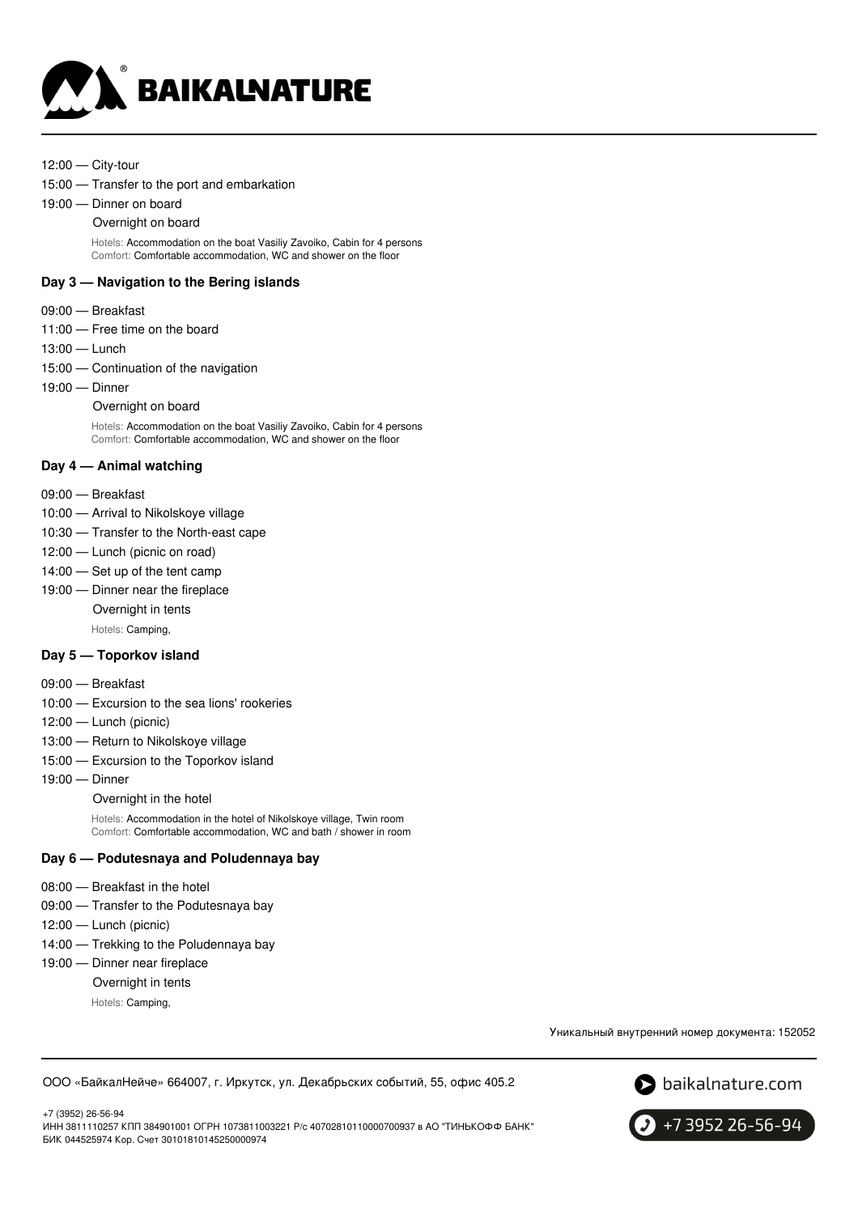12:00 — City-tour

15:00 — Transfer to the port and embarkation

19:00 — Dinner on board

Overnight on board

Hotels: Accommodation on the boat Vasiliy Zavoiko, Cabin for 4 persons
Comfort: Comfortable accommodation, WC and shower on the floor

### Day 3 — Navigation to the Bering islands

09:00 — Breakfast

11:00 — Free time on the board

13:00 — Lunch

15:00 — Continuation of the navigation

19:00 — Dinner

Overnight on board

Hotels: Accommodation on the boat Vasiliy Zavoiko, Cabin for 4 persons
Comfort: Comfortable accommodation, WC and shower on the floor

### Day 4 — Animal watching

09:00 — Breakfast

10:00 — Arrival to Nikolskoye village

10:30 — Transfer to the North-east cape

12:00 — Lunch (picnic on road)

14:00 — Set up of the tent camp

19:00 — Dinner near the fireplace

Overnight in tents

Hotels: Camping,

### Day 5 — Toporkov island

09:00 — Breakfast

10:00 — Excursion to the sea lions' rookeries

12:00 — Lunch (picnic)

13:00 — Return to Nikolskoye village

15:00 — Excursion to the Toporkov island

19:00 — Dinner

Overnight in the hotel

Hotels: Accommodation in the hotel of Nikolskoye village, Twin room
Comfort: Comfortable accommodation, WC and bath / shower in room

### Day 6 — Podutesnaya and Poludennaya bay

08:00 — Breakfast in the hotel

09:00 — Transfer to the Podutesnaya bay

12:00 — Lunch (picnic)

14:00 — Trekking to the Poludennaya bay

19:00 — Dinner near fireplace

Overnight in tents

Hotels: Camping,

Уникальный внутренний номер документа: 152052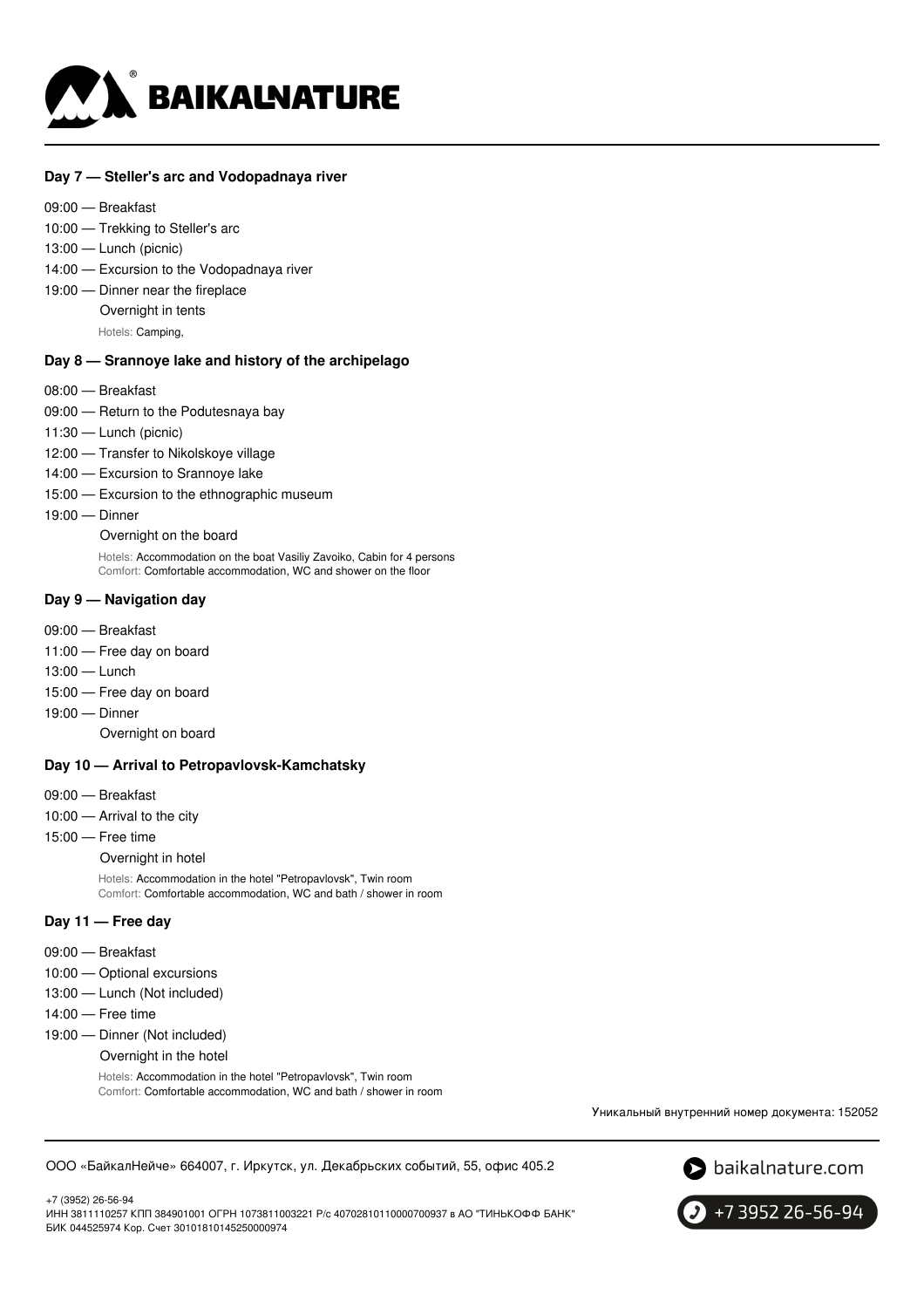### Day 7 — Steller's arc and Vodopadnaya river

09:00 — Breakfast
10:00 — Trekking to Steller's arc
13:00 — Lunch (picnic)
14:00 — Excursion to the Vodopadnaya river
19:00 — Dinner near the fireplace
Overnight in tents
Hotels: Camping,

### Day 8 — Srannoye lake and history of the archipelago

08:00 — Breakfast
09:00 — Return to the Podutesnaya bay
11:30 — Lunch (picnic)
12:00 — Transfer to Nikolskoye village
14:00 — Excursion to Srannoye lake
15:00 — Excursion to the ethnographic museum
19:00 — Dinner
Overnight on the board
Hotels: Accommodation on the boat Vasiliy Zavoiko, Cabin for 4 persons
Comfort: Comfortable accommodation, WC and shower on the floor

### Day 9 — Navigation day

09:00 — Breakfast
11:00 — Free day on board
13:00 — Lunch
15:00 — Free day on board
19:00 — Dinner
Overnight on board

### Day 10 — Arrival to Petropavlovsk-Kamchatsky

09:00 — Breakfast
10:00 — Arrival to the city
15:00 — Free time
Overnight in hotel
Hotels: Accommodation in the hotel "Petropavlovsk", Twin room
Comfort: Comfortable accommodation, WC and bath / shower in room

### Day 11 — Free day

09:00 — Breakfast
10:00 — Optional excursions
13:00 — Lunch (Not included)
14:00 — Free time
19:00 — Dinner (Not included)
Overnight in the hotel
Hotels: Accommodation in the hotel "Petropavlovsk", Twin room
Comfort: Comfortable accommodation, WC and bath / shower in room

Уникальный внутренний номер документа: 152052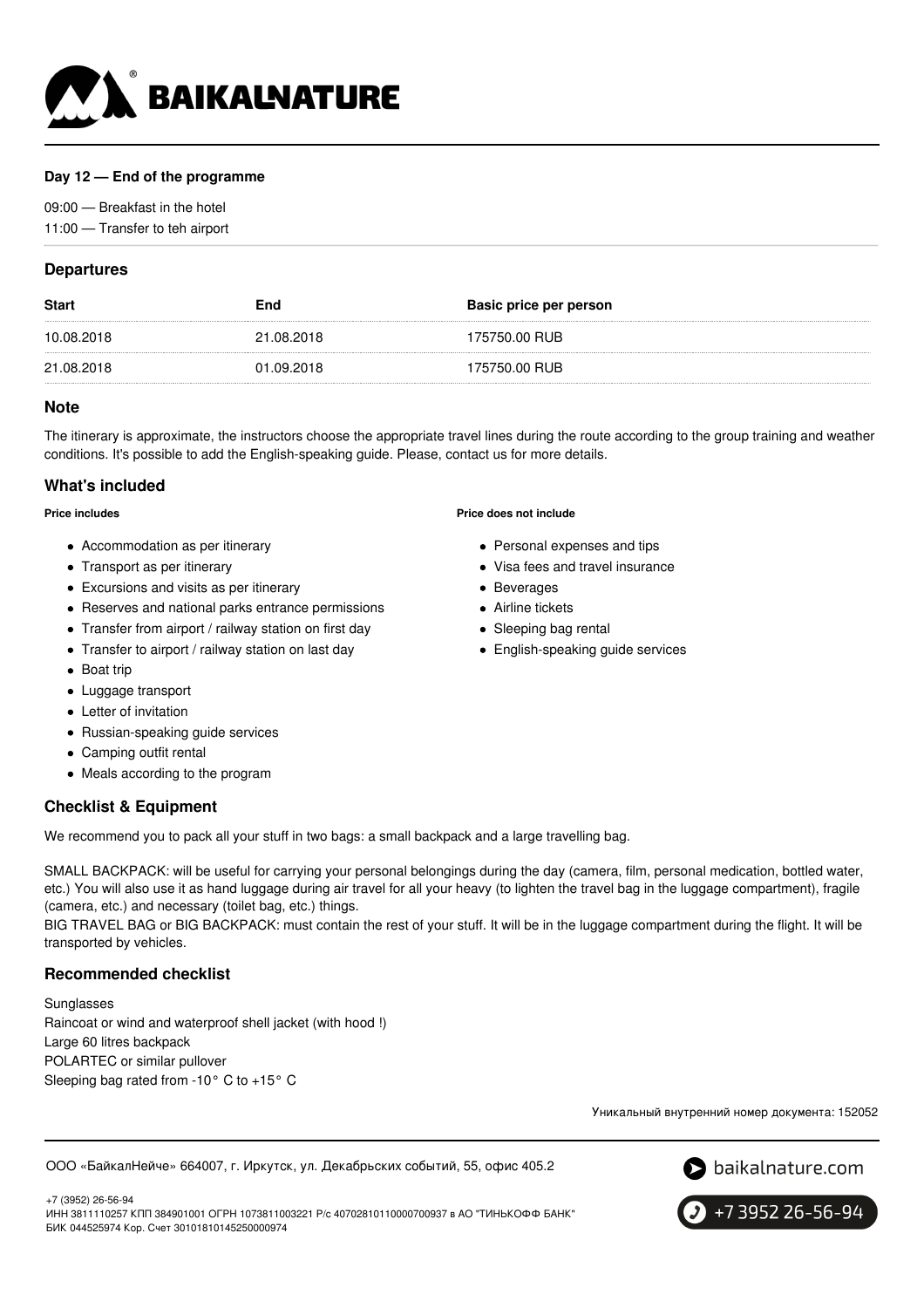### Day 12 — End of the programme

09:00 — Breakfast in the hotel
11:00 — Transfer to teh airport

## Departures

| Start | End | Basic price per person |
| --- | --- | --- |
| 10.08.2018 | 21.08.2018 | 175750.00 RUB |
| 21.08.2018 | 01.09.2018 | 175750.00 RUB |

## Note

The itinerary is approximate, the instructors choose the appropriate travel lines during the route according to the group training and weather conditions. It's possible to add the English-speaking guide. Please, contact us for more details.

## What's included

**Price includes**

- Accommodation as per itinerary
- Transport as per itinerary
- Excursions and visits as per itinerary
- Reserves and national parks entrance permissions
- Transfer from airport / railway station on first day
- Transfer to airport / railway station on last day
- Boat trip
- Luggage transport
- Letter of invitation
- Russian-speaking guide services
- Camping outfit rental
- Meals according to the program

**Price does not include**

- Personal expenses and tips
- Visa fees and travel insurance
- Beverages
- Airline tickets
- Sleeping bag rental
- English-speaking guide services

## Checklist & Equipment

We recommend you to pack all your stuff in two bags: a small backpack and a large travelling bag.

SMALL BACKPACK: will be useful for carrying your personal belongings during the day (camera, film, personal medication, bottled water, etc.) You will also use it as hand luggage during air travel for all your heavy (to lighten the travel bag in the luggage compartment), fragile (camera, etc.) and necessary (toilet bag, etc.) things.
BIG TRAVEL BAG or BIG BACKPACK: must contain the rest of your stuff. It will be in the luggage compartment during the flight. It will be transported by vehicles.

## Recommended checklist

Sunglasses
Raincoat or wind and waterproof shell jacket (with hood !)
Large 60 litres backpack
POLARTEC or similar pullover
Sleeping bag rated from -10° C to +15° C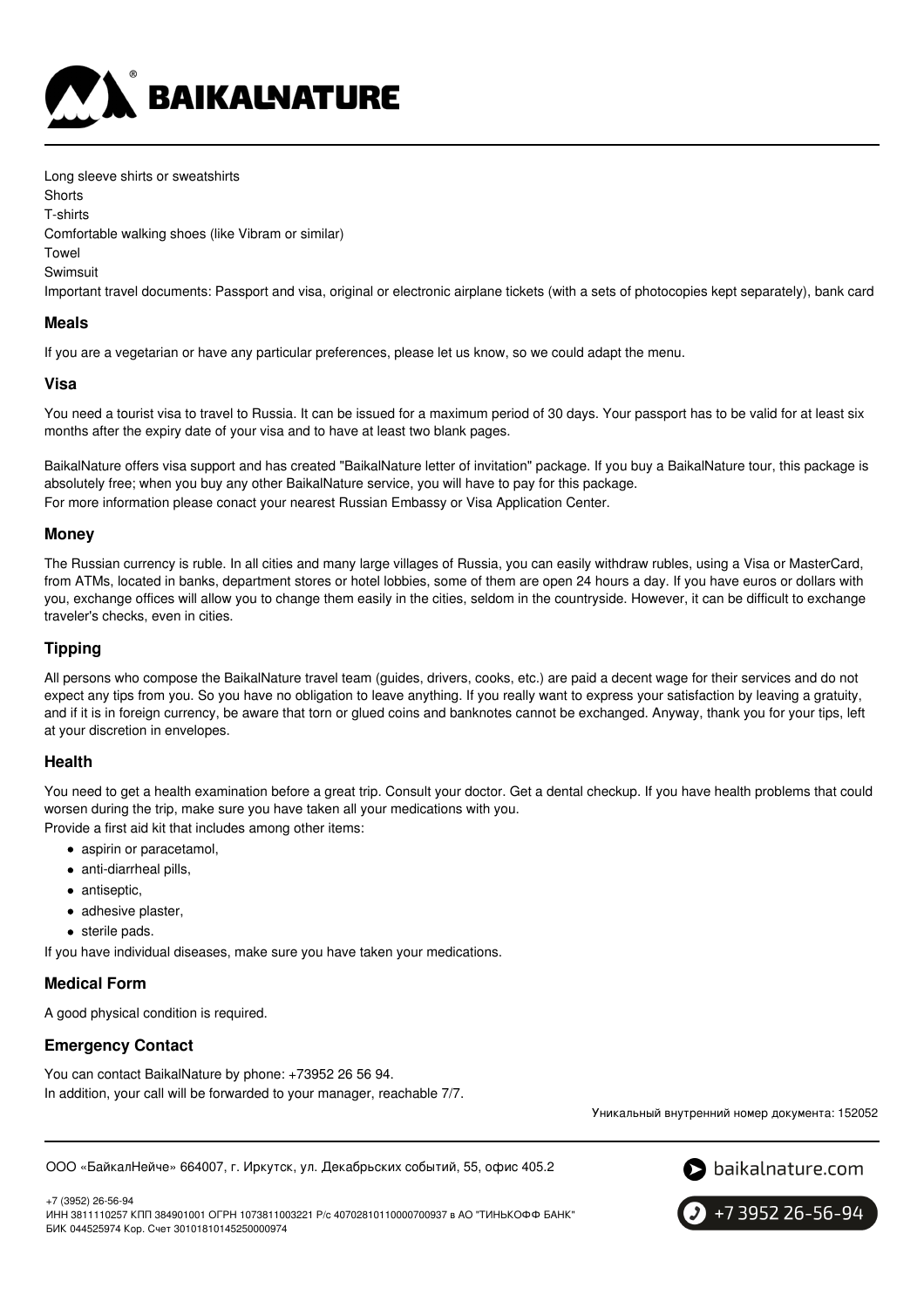Long sleeve shirts or sweatshirts
Shorts
T-shirts
Comfortable walking shoes (like Vibram or similar)
Towel
Swimsuit
Important travel documents: Passport and visa, original or electronic airplane tickets (with a sets of photocopies kept separately), bank card

### Meals

If you are a vegetarian or have any particular preferences, please let us know, so we could adapt the menu.

### Visa

You need a tourist visa to travel to Russia. It can be issued for a maximum period of 30 days. Your passport has to be valid for at least six months after the expiry date of your visa and to have at least two blank pages.

BaikalNature offers visa support and has created "BaikalNature letter of invitation" package. If you buy a BaikalNature tour, this package is absolutely free; when you buy any other BaikalNature service, you will have to pay for this package.
For more information please conact your nearest Russian Embassy or Visa Application Center.

### Money

The Russian currency is ruble. In all cities and many large villages of Russia, you can easily withdraw rubles, using a Visa or MasterCard, from ATMs, located in banks, department stores or hotel lobbies, some of them are open 24 hours a day. If you have euros or dollars with you, exchange offices will allow you to change them easily in the cities, seldom in the countryside. However, it can be difficult to exchange traveler's checks, even in cities.

### Tipping

All persons who compose the BaikalNature travel team (guides, drivers, cooks, etc.) are paid a decent wage for their services and do not expect any tips from you. So you have no obligation to leave anything. If you really want to express your satisfaction by leaving a gratuity, and if it is in foreign currency, be aware that torn or glued coins and banknotes cannot be exchanged. Anyway, thank you for your tips, left at your discretion in envelopes.

### Health

You need to get a health examination before a great trip. Consult your doctor. Get a dental checkup. If you have health problems that could worsen during the trip, make sure you have taken all your medications with you.
Provide a first aid kit that includes among other items:

- aspirin or paracetamol,
- anti-diarrheal pills,
- antiseptic,
- adhesive plaster,
- sterile pads.

If you have individual diseases, make sure you have taken your medications.

### Medical Form

A good physical condition is required.

### Emergency Contact

You can contact BaikalNature by phone: +73952 26 56 94.
In addition, your call will be forwarded to your manager, reachable 7/7.

Уникальный внутренний номер документа: 152052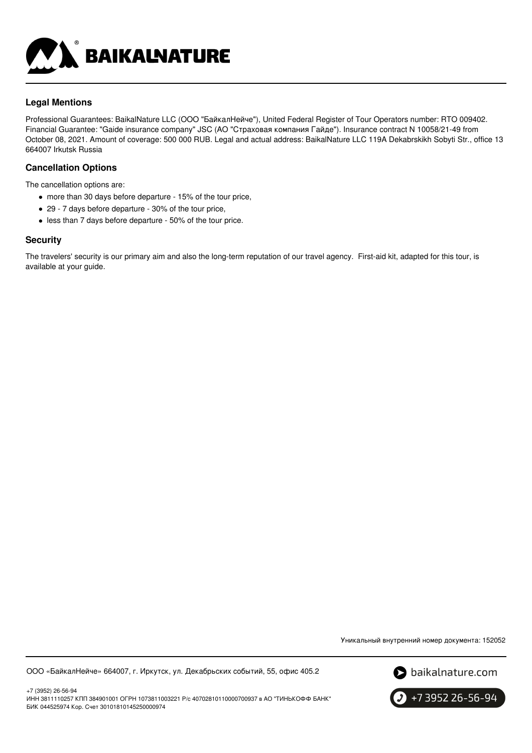## Legal Mentions

Professional Guarantees: BaikalNature LLC (ООО "БайкалНейче"), United Federal Register of Tour Operators number: RTO 009402. Financial Guarantee: "Gaide insurance company" JSC (АО "Страховая компания Гайде"). Insurance contract N 10058/21-49 from October 08, 2021. Amount of coverage: 500 000 RUB. Legal and actual address: BaikalNature LLC 119A Dekabrskikh Sobyti Str., office 13 664007 Irkutsk Russia

## Cancellation Options

The cancellation options are:

- more than 30 days before departure - 15% of the tour price,
- 29 - 7 days before departure - 30% of the tour price,
- less than 7 days before departure - 50% of the tour price.

## Security

The travelers' security is our primary aim and also the long-term reputation of our travel agency. First-aid kit, adapted for this tour, is available at your guide.

Уникальный внутренний номер документа: 152052